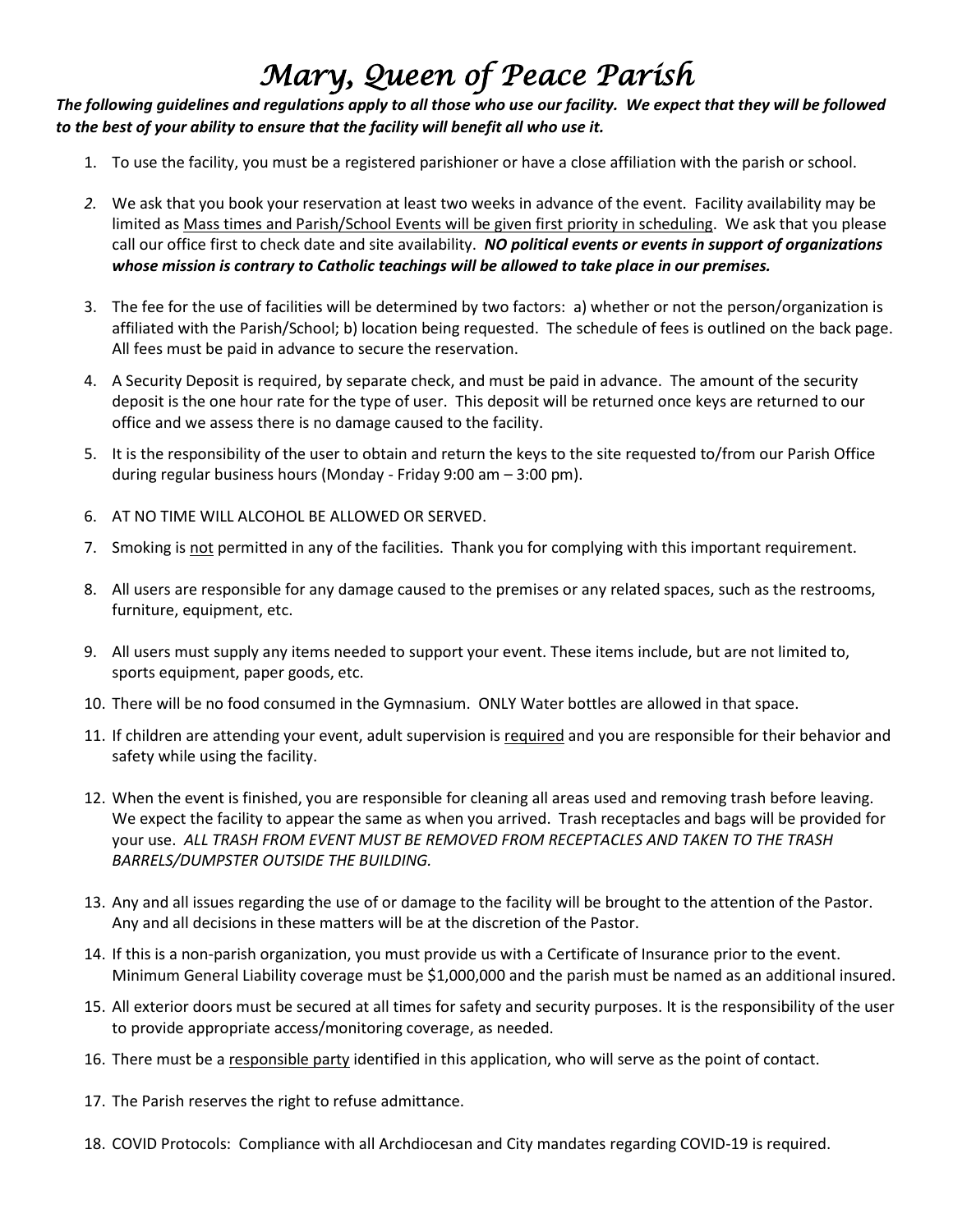# *Mary, Queen of Peace Parish*

***The following guidelines and regulations apply to all those who use our facility. We expect that they will be followed to the best of your ability to ensure that the facility will benefit all who use it.***

1. To use the facility, you must be a registered parishioner or have a close affiliation with the parish or school.
2. We ask that you book your reservation at least two weeks in advance of the event. Facility availability may be limited as Mass times and Parish/School Events will be given first priority in scheduling. We ask that you please call our office first to check date and site availability. ***NO political events or events in support of organizations whose mission is contrary to Catholic teachings will be allowed to take place in our premises.***
3. The fee for the use of facilities will be determined by two factors: a) whether or not the person/organization is affiliated with the Parish/School; b) location being requested. The schedule of fees is outlined on the back page. All fees must be paid in advance to secure the reservation.
4. A Security Deposit is required, by separate check, and must be paid in advance. The amount of the security deposit is the one hour rate for the type of user. This deposit will be returned once keys are returned to our office and we assess there is no damage caused to the facility.
5. It is the responsibility of the user to obtain and return the keys to the site requested to/from our Parish Office during regular business hours (Monday - Friday 9:00 am – 3:00 pm).
6. AT NO TIME WILL ALCOHOL BE ALLOWED OR SERVED.
7. Smoking is not permitted in any of the facilities. Thank you for complying with this important requirement.
8. All users are responsible for any damage caused to the premises or any related spaces, such as the restrooms, furniture, equipment, etc.
9. All users must supply any items needed to support your event. These items include, but are not limited to, sports equipment, paper goods, etc.
10. There will be no food consumed in the Gymnasium. ONLY Water bottles are allowed in that space.
11. If children are attending your event, adult supervision is required and you are responsible for their behavior and safety while using the facility.
12. When the event is finished, you are responsible for cleaning all areas used and removing trash before leaving. We expect the facility to appear the same as when you arrived. Trash receptacles and bags will be provided for your use. *ALL TRASH FROM EVENT MUST BE REMOVED FROM RECEPTACLES AND TAKEN TO THE TRASH BARRELS/DUMPSTER OUTSIDE THE BUILDING.*
13. Any and all issues regarding the use of or damage to the facility will be brought to the attention of the Pastor. Any and all decisions in these matters will be at the discretion of the Pastor.
14. If this is a non-parish organization, you must provide us with a Certificate of Insurance prior to the event. Minimum General Liability coverage must be $1,000,000 and the parish must be named as an additional insured.
15. All exterior doors must be secured at all times for safety and security purposes. It is the responsibility of the user to provide appropriate access/monitoring coverage, as needed.
16. There must be a responsible party identified in this application, who will serve as the point of contact.
17. The Parish reserves the right to refuse admittance.
18. COVID Protocols: Compliance with all Archdiocesan and City mandates regarding COVID-19 is required.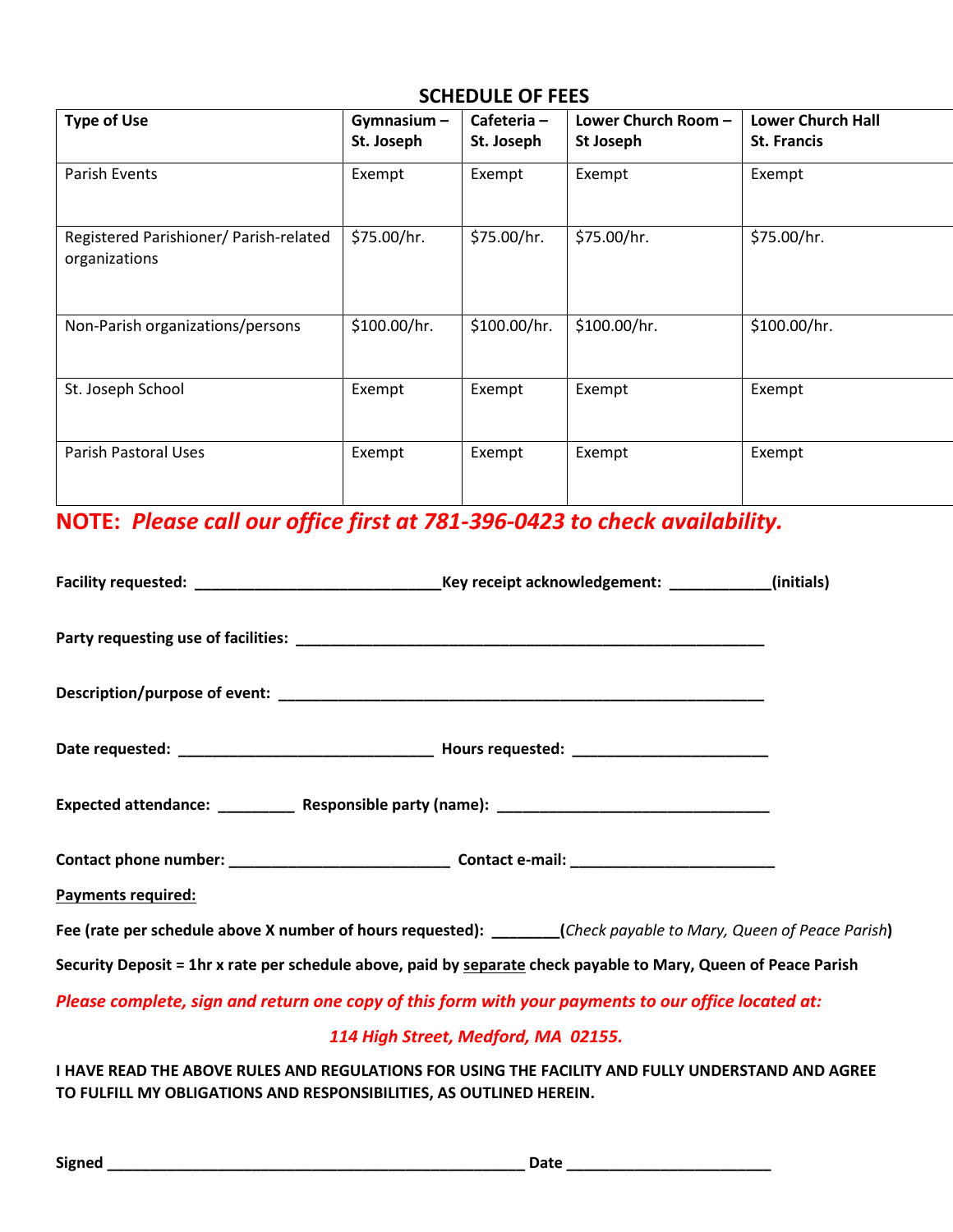## SCHEDULE OF FEES

| Type of Use | Gymnasium – St. Joseph | Cafeteria – St. Joseph | Lower Church Room – St Joseph | Lower Church Hall St. Francis |
|---|---|---|---|---|
| Parish Events | Exempt | Exempt | Exempt | Exempt |
| Registered Parishioner/ Parish-related organizations | $75.00/hr. | $75.00/hr. | $75.00/hr. | $75.00/hr. |
| Non-Parish organizations/persons | $100.00/hr. | $100.00/hr. | $100.00/hr. | $100.00/hr. |
| St. Joseph School | Exempt | Exempt | Exempt | Exempt |
| Parish Pastoral Uses | Exempt | Exempt | Exempt | Exempt |

**NOTE:** ***Please call our office first at 781-396-0423 to check availability.***

**Facility requested:** ____________________________ **Key receipt acknowledgement:** ___________ **(initials)**

**Party requesting use of facilities:** ______________________________________________________

**Description/purpose of event:** ________________________________________________________

**Date requested:** _____________________________ **Hours requested:** ______________________

**Expected attendance:** ________ **Responsible party (name):** _______________________________

**Contact phone number:** _________________________ **Contact e-mail:** _______________________

**Payments required:**

**Fee (rate per schedule above X number of hours requested):** ________ **(***Check payable to Mary, Queen of Peace Parish***)**

**Security Deposit = 1hr x rate per schedule above, paid by separate check payable to Mary, Queen of Peace Parish**

***Please complete, sign and return one copy of this form with your payments to our office located at:***

***114 High Street, Medford, MA 02155.***

**I HAVE READ THE ABOVE RULES AND REGULATIONS FOR USING THE FACILITY AND FULLY UNDERSTAND AND AGREE TO FULFILL MY OBLIGATIONS AND RESPONSIBILITIES, AS OUTLINED HEREIN.**

**Signed** _______________________________________________ **Date** _______________________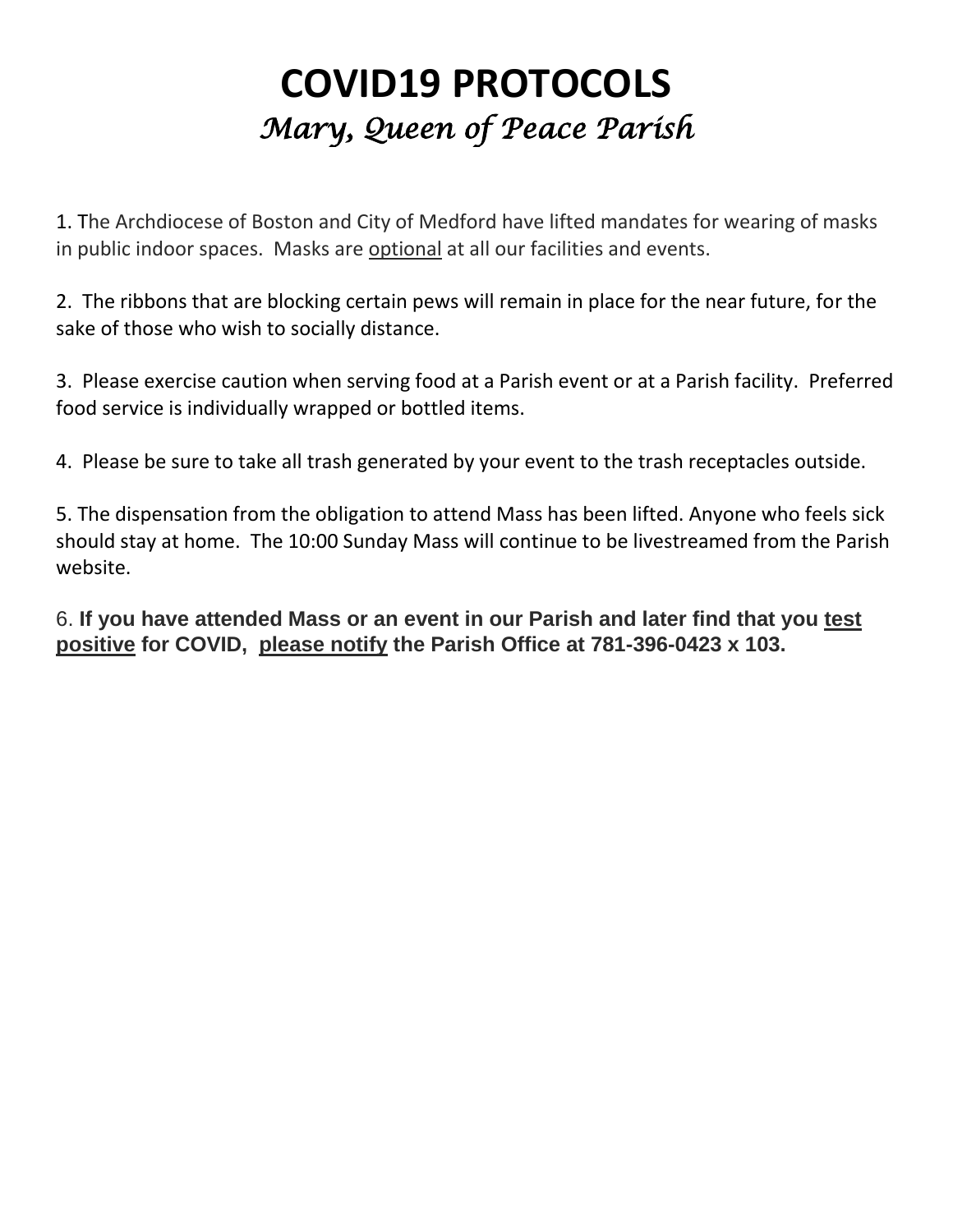# COVID19 PROTOCOLS

## *Mary, Queen of Peace Parish*

1. The Archdiocese of Boston and City of Medford have lifted mandates for wearing of masks in public indoor spaces. Masks are <u>optional</u> at all our facilities and events.

2. The ribbons that are blocking certain pews will remain in place for the near future, for the sake of those who wish to socially distance.

3. Please exercise caution when serving food at a Parish event or at a Parish facility. Preferred food service is individually wrapped or bottled items.

4. Please be sure to take all trash generated by your event to the trash receptacles outside.

5. The dispensation from the obligation to attend Mass has been lifted. Anyone who feels sick should stay at home. The 10:00 Sunday Mass will continue to be livestreamed from the Parish website.

6. **If you have attended Mass or an event in our Parish and later find that you <u>test positive</u> for COVID, <u>please notify</u> the Parish Office at 781-396-0423 x 103.**